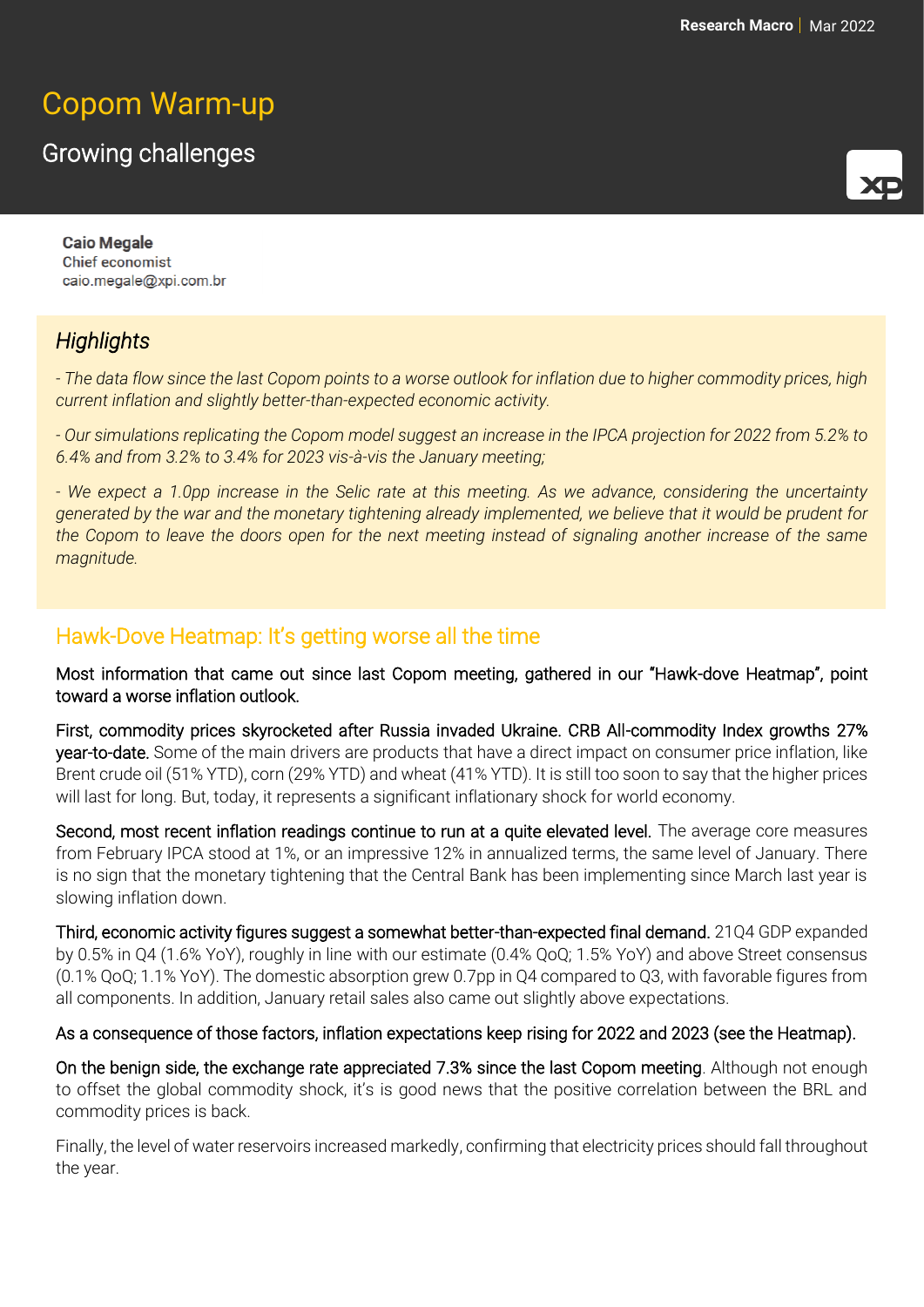Research Macro | Mar 2022

# Copom Warm-up

## Growing challenges

**Caio Megale**
Chief economist
caio.megale@xpi.com.br

### *Highlights*

*- The data flow since the last Copom points to a worse outlook for inflation due to higher commodity prices, high current inflation and slightly better-than-expected economic activity.*

*- Our simulations replicating the Copom model suggest an increase in the IPCA projection for 2022 from 5.2% to 6.4% and from 3.2% to 3.4% for 2023 vis-à-vis the January meeting;*

*- We expect a 1.0pp increase in the Selic rate at this meeting. As we advance, considering the uncertainty generated by the war and the monetary tightening already implemented, we believe that it would be prudent for the Copom to leave the doors open for the next meeting instead of signaling another increase of the same magnitude.*

## Hawk-Dove Heatmap: It's getting worse all the time

Most information that came out since last Copom meeting, gathered in our "Hawk-dove Heatmap", point toward a worse inflation outlook.

First, commodity prices skyrocketed after Russia invaded Ukraine. CRB All-commodity Index growths 27% year-to-date. Some of the main drivers are products that have a direct impact on consumer price inflation, like Brent crude oil (51% YTD), corn (29% YTD) and wheat (41% YTD). It is still too soon to say that the higher prices will last for long. But, today, it represents a significant inflationary shock for world economy.

Second, most recent inflation readings continue to run at a quite elevated level. The average core measures from February IPCA stood at 1%, or an impressive 12% in annualized terms, the same level of January. There is no sign that the monetary tightening that the Central Bank has been implementing since March last year is slowing inflation down.

Third, economic activity figures suggest a somewhat better-than-expected final demand. 21Q4 GDP expanded by 0.5% in Q4 (1.6% YoY), roughly in line with our estimate (0.4% QoQ; 1.5% YoY) and above Street consensus (0.1% QoQ; 1.1% YoY). The domestic absorption grew 0.7pp in Q4 compared to Q3, with favorable figures from all components. In addition, January retail sales also came out slightly above expectations.

As a consequence of those factors, inflation expectations keep rising for 2022 and 2023 (see the Heatmap).

On the benign side, the exchange rate appreciated 7.3% since the last Copom meeting. Although not enough to offset the global commodity shock, it's is good news that the positive correlation between the BRL and commodity prices is back.

Finally, the level of water reservoirs increased markedly, confirming that electricity prices should fall throughout the year.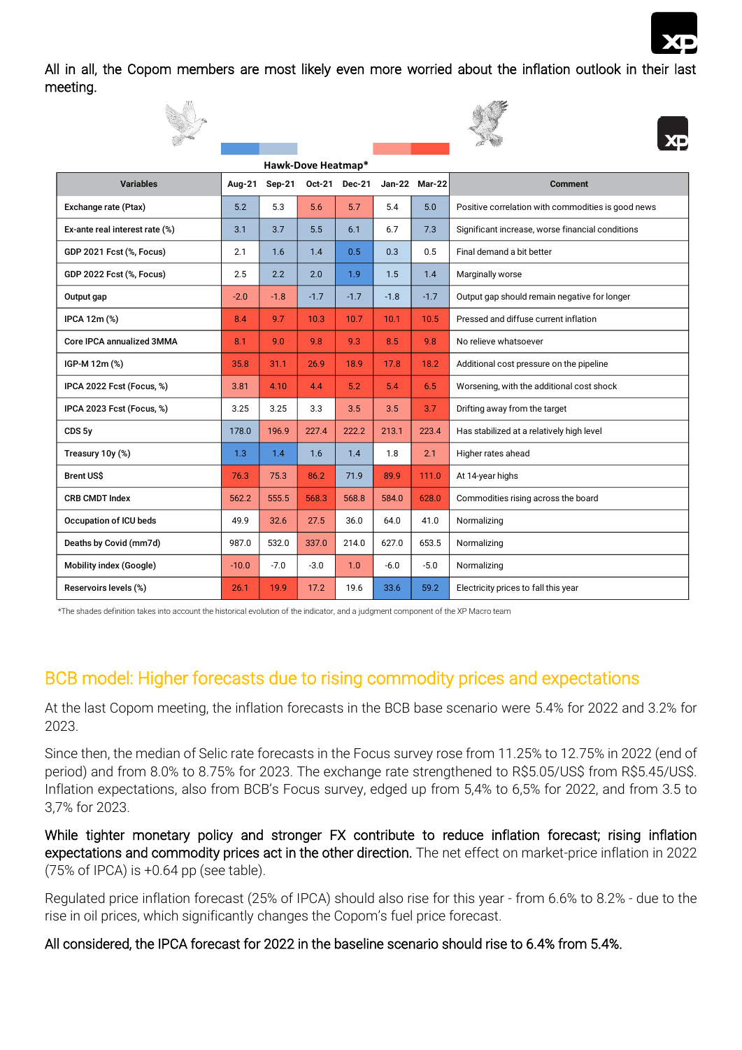All in all, the Copom members are most likely even more worried about the inflation outlook in their last meeting.

**Hawk-Dove Heatmap***

| Variables | Aug-21 | Sep-21 | Oct-21 | Dec-21 | Jan-22 | Mar-22 | Comment |
|---|---|---|---|---|---|---|---|
| Exchange rate (Ptax) | 5.2 | 5.3 | 5.6 | 5.7 | 5.4 | 5.0 | Positive correlation with commodities is good news |
| Ex-ante real interest rate (%) | 3.1 | 3.7 | 5.5 | 6.1 | 6.7 | 7.3 | Significant increase, worse financial conditions |
| GDP 2021 Fcst (%, Focus) | 2.1 | 1.6 | 1.4 | 0.5 | 0.3 | 0.5 | Final demand a bit better |
| GDP 2022 Fcst (%, Focus) | 2.5 | 2.2 | 2.0 | 1.9 | 1.5 | 1.4 | Marginally worse |
| Output gap | -2.0 | -1.8 | -1.7 | -1.7 | -1.8 | -1.7 | Output gap should remain negative for longer |
| IPCA 12m (%) | 8.4 | 9.7 | 10.3 | 10.7 | 10.1 | 10.5 | Pressed and diffuse current inflation |
| Core IPCA annualized 3MMA | 8.1 | 9.0 | 9.8 | 9.3 | 8.5 | 9.8 | No relieve whatsoever |
| IGP-M 12m (%) | 35.8 | 31.1 | 26.9 | 18.9 | 17.8 | 18.2 | Additional cost pressure on the pipeline |
| IPCA 2022 Fcst (Focus, %) | 3.81 | 4.10 | 4.4 | 5.2 | 5.4 | 6.5 | Worsening, with the additional cost shock |
| IPCA 2023 Fcst (Focus, %) | 3.25 | 3.25 | 3.3 | 3.5 | 3.5 | 3.7 | Drifting away from the target |
| CDS 5y | 178.0 | 196.9 | 227.4 | 222.2 | 213.1 | 223.4 | Has stabilized at a relatively high level |
| Treasury 10y (%) | 1.3 | 1.4 | 1.6 | 1.4 | 1.8 | 2.1 | Higher rates ahead |
| Brent US$ | 76.3 | 75.3 | 86.2 | 71.9 | 89.9 | 111.0 | At 14-year highs |
| CRB CMDT Index | 562.2 | 555.5 | 568.3 | 568.8 | 584.0 | 628.0 | Commodities rising across the board |
| Occupation of ICU beds | 49.9 | 32.6 | 27.5 | 36.0 | 64.0 | 41.0 | Normalizing |
| Deaths by Covid (mm7d) | 987.0 | 532.0 | 337.0 | 214.0 | 627.0 | 653.5 | Normalizing |
| Mobility index (Google) | -10.0 | -7.0 | -3.0 | 1.0 | -6.0 | -5.0 | Normalizing |
| Reservoirs levels (%) | 26.1 | 19.9 | 17.2 | 19.6 | 33.6 | 59.2 | Electricity prices to fall this year |

*The shades definition takes into account the historical evolution of the indicator, and a judgment component of the XP Macro team

## BCB model: Higher forecasts due to rising commodity prices and expectations

At the last Copom meeting, the inflation forecasts in the BCB base scenario were 5.4% for 2022 and 3.2% for 2023.

Since then, the median of Selic rate forecasts in the Focus survey rose from 11.25% to 12.75% in 2022 (end of period) and from 8.0% to 8.75% for 2023. The exchange rate strengthened to R$5.05/US$ from R$5.45/US$. Inflation expectations, also from BCB's Focus survey, edged up from 5,4% to 6,5% for 2022, and from 3.5 to 3,7% for 2023.

While tighter monetary policy and stronger FX contribute to reduce inflation forecast; rising inflation expectations and commodity prices act in the other direction. The net effect on market-price inflation in 2022 (75% of IPCA) is +0.64 pp (see table).

Regulated price inflation forecast (25% of IPCA) should also rise for this year - from 6.6% to 8.2% - due to the rise in oil prices, which significantly changes the Copom's fuel price forecast.

All considered, the IPCA forecast for 2022 in the baseline scenario should rise to 6.4% from 5.4%.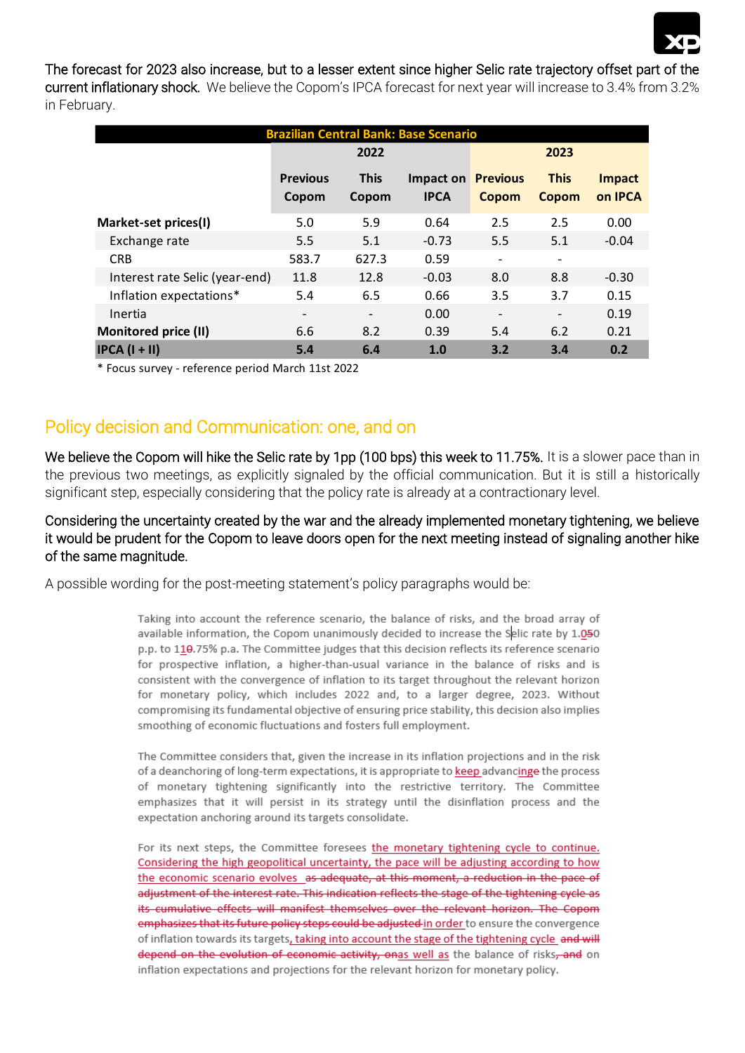**The forecast for 2023 also increase, but to a lesser extent since higher Selic rate trajectory offset part of the current inflationary shock.** We believe the Copom's IPCA forecast for next year will increase to 3.4% from 3.2% in February.

| Brazilian Central Bank: Base Scenario | | | | | | |
|---|---|---|---|---|---|---|
| | 2022 | | | 2023 | | |
| | Previous Copom | This Copom | Impact on IPCA | Previous Copom | This Copom | Impact on IPCA |
| **Market-set prices(I)** | 5.0 | 5.9 | 0.64 | 2.5 | 2.5 | 0.00 |
| Exchange rate | 5.5 | 5.1 | -0.73 | 5.5 | 5.1 | -0.04 |
| CRB | 583.7 | 627.3 | 0.59 | - | - | |
| Interest rate Selic (year-end) | 11.8 | 12.8 | -0.03 | 8.0 | 8.8 | -0.30 |
| Inflation expectations* | 5.4 | 6.5 | 0.66 | 3.5 | 3.7 | 0.15 |
| Inertia | - | - | 0.00 | - | - | 0.19 |
| **Monitored price (II)** | 6.6 | 8.2 | 0.39 | 5.4 | 6.2 | 0.21 |
| **IPCA (I + II)** | **5.4** | **6.4** | **1.0** | **3.2** | **3.4** | **0.2** |

\* Focus survey - reference period March 11st 2022

## Policy decision and Communication: one, and on

**We believe the Copom will hike the Selic rate by 1pp (100 bps) this week to 11.75%.** It is a slower pace than in the previous two meetings, as explicitly signaled by the official communication. But it is still a historically significant step, especially considering that the policy rate is already at a contractionary level.

**Considering the uncertainty created by the war and the already implemented monetary tightening, we believe it would be prudent for the Copom to leave doors open for the next meeting instead of signaling another hike of the same magnitude.**

A possible wording for the post-meeting statement's policy paragraphs would be:

> Taking into account the reference scenario, the balance of risks, and the broad array of available information, the Copom unanimously decided to increase the Selic rate by 1.0~~5~~0 p.p. to 11~~0~~.75% p.a. The Committee judges that this decision reflects its reference scenario for prospective inflation, a higher-than-usual variance in the balance of risks and is consistent with the convergence of inflation to its target throughout the relevant horizon for monetary policy, which includes 2022 and, to a larger degree, 2023. Without compromising its fundamental objective of ensuring price stability, this decision also implies smoothing of economic fluctuations and fosters full employment.
>
> The Committee considers that, given the increase in its inflation projections and in the risk of a deanchoring of long-term expectations, it is appropriate to keep advancing~~e~~ the process of monetary tightening significantly into the restrictive territory. The Committee emphasizes that it will persist in its strategy until the disinflation process and the expectation anchoring around its targets consolidate.
>
> For its next steps, the Committee foresees the monetary tightening cycle to continue. Considering the high geopolitical uncertainty, the pace will be adjusting according to how the economic scenario evolves ~~as adequate, at this moment, a reduction in the pace of adjustment of the interest rate. This indication reflects the stage of the tightening cycle as its cumulative effects will manifest themselves over the relevant horizon. The Copom emphasizes that its future policy steps could be adjusted~~ in order to ensure the convergence of inflation towards its targets, taking into account the stage of the tightening cycle ~~and will depend on the evolution of economic activity, on~~as well as the balance of risks~~, and~~ on inflation expectations and projections for the relevant horizon for monetary policy.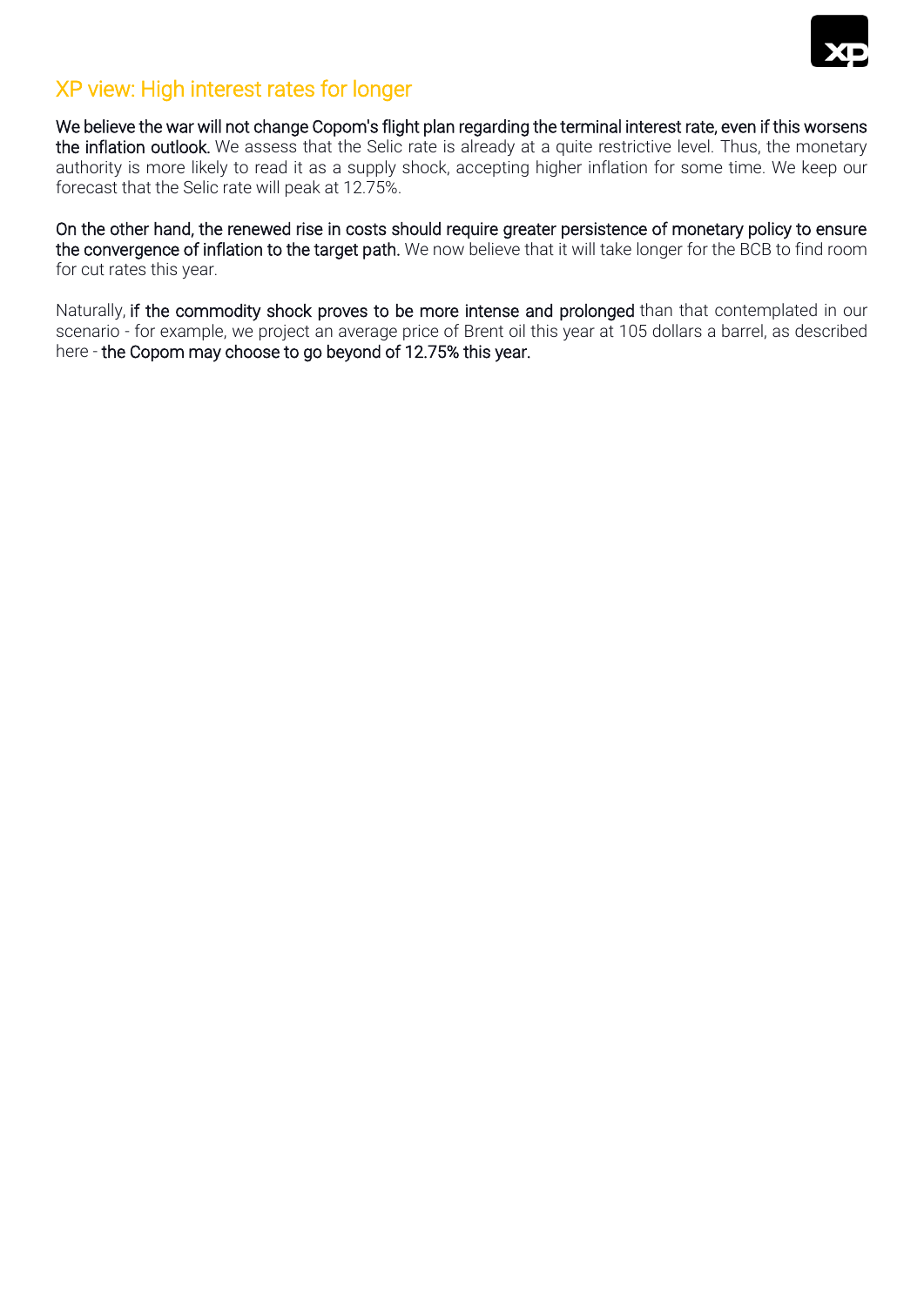## XP view: High interest rates for longer

**We believe the war will not change Copom's flight plan regarding the terminal interest rate, even if this worsens the inflation outlook.** We assess that the Selic rate is already at a quite restrictive level. Thus, the monetary authority is more likely to read it as a supply shock, accepting higher inflation for some time. We keep our forecast that the Selic rate will peak at 12.75%.

**On the other hand, the renewed rise in costs should require greater persistence of monetary policy to ensure the convergence of inflation to the target path.** We now believe that it will take longer for the BCB to find room for cut rates this year.

Naturally, **if the commodity shock proves to be more intense and prolonged** than that contemplated in our scenario - for example, we project an average price of Brent oil this year at 105 dollars a barrel, as described here - **the Copom may choose to go beyond of 12.75% this year.**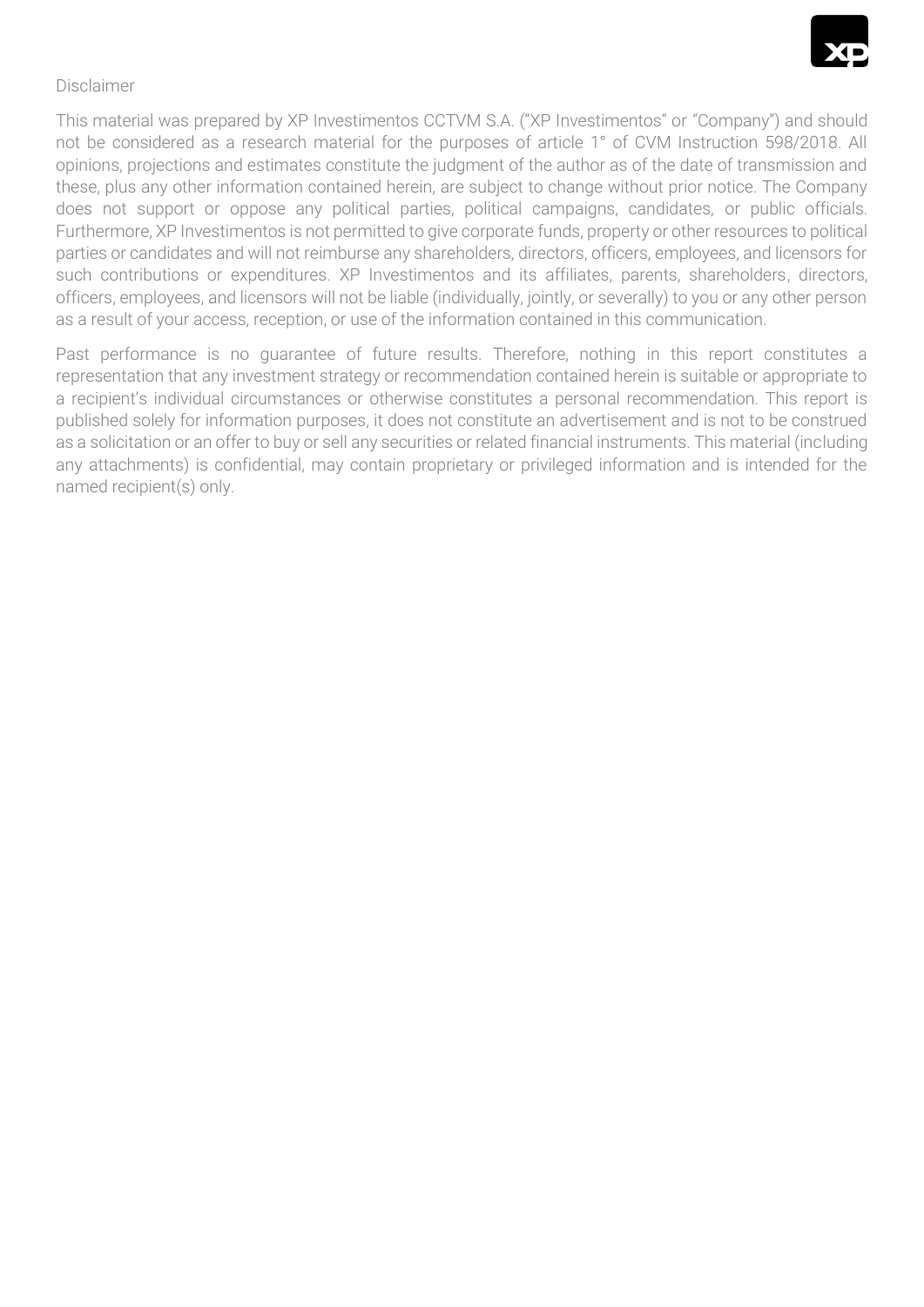Disclaimer

This material was prepared by XP Investimentos CCTVM S.A. ("XP Investimentos" or "Company") and should not be considered as a research material for the purposes of article 1° of CVM Instruction 598/2018. All opinions, projections and estimates constitute the judgment of the author as of the date of transmission and these, plus any other information contained herein, are subject to change without prior notice. The Company does not support or oppose any political parties, political campaigns, candidates, or public officials. Furthermore, XP Investimentos is not permitted to give corporate funds, property or other resources to political parties or candidates and will not reimburse any shareholders, directors, officers, employees, and licensors for such contributions or expenditures. XP Investimentos and its affiliates, parents, shareholders, directors, officers, employees, and licensors will not be liable (individually, jointly, or severally) to you or any other person as a result of your access, reception, or use of the information contained in this communication.

Past performance is no guarantee of future results. Therefore, nothing in this report constitutes a representation that any investment strategy or recommendation contained herein is suitable or appropriate to a recipient's individual circumstances or otherwise constitutes a personal recommendation. This report is published solely for information purposes, it does not constitute an advertisement and is not to be construed as a solicitation or an offer to buy or sell any securities or related financial instruments. This material (including any attachments) is confidential, may contain proprietary or privileged information and is intended for the named recipient(s) only.